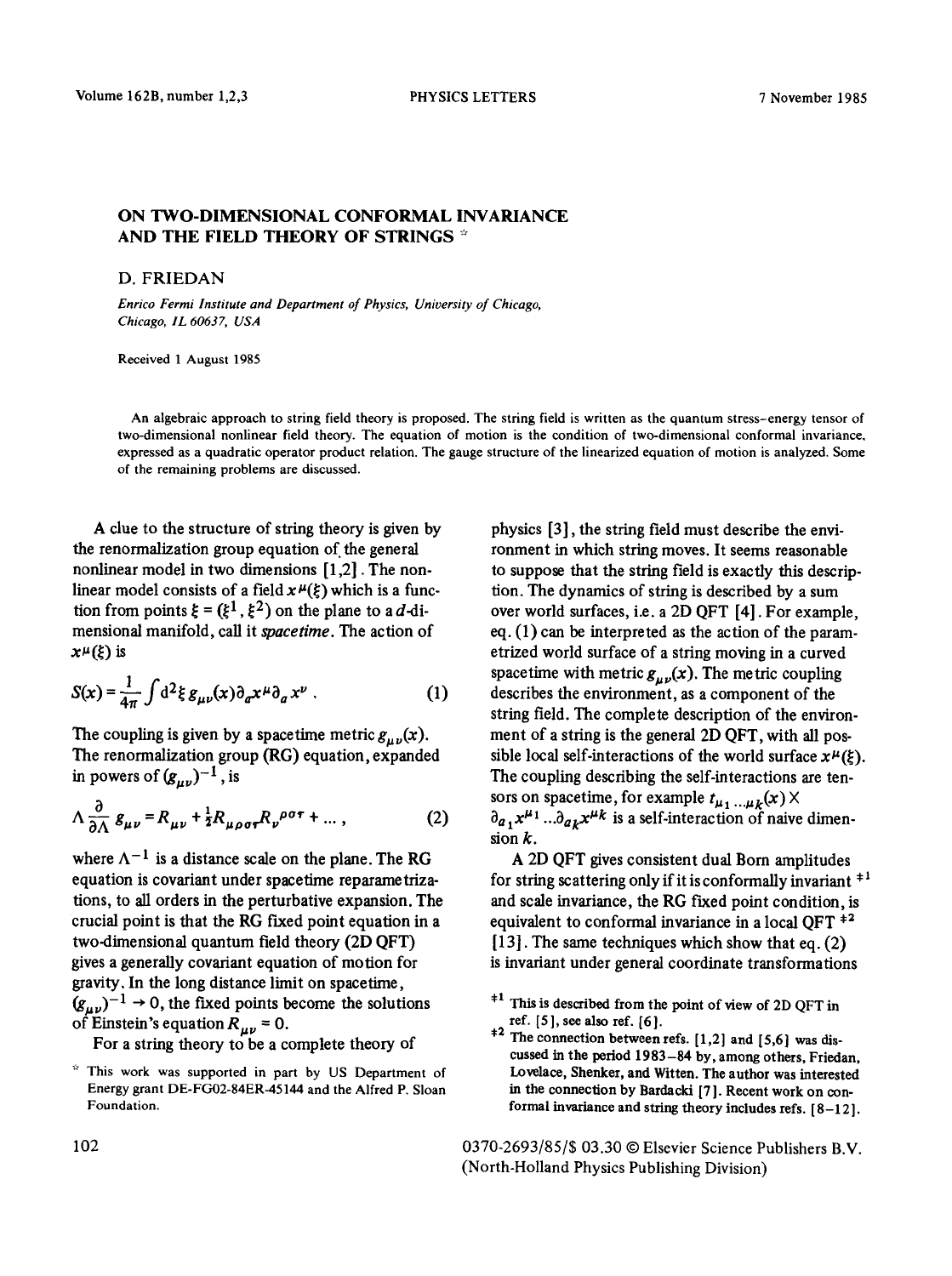# ON TWO-DIMENSIONAL CONFORMAL INVARIANCE AND THE FIELD THEORY OF STRINGS ☆

D. FRIEDAN

*Enrico Fermi Institute and Department of Physics, University of Chicago, Chicago, IL 60637, USA*

Received 1 August 1985

An algebraic approach to string field theory is proposed. The string field is written as the quantum stress–energy tensor of two-dimensional nonlinear field theory. The equation of motion is the condition of two-dimensional conformal invariance, expressed as a quadratic operator product relation. The gauge structure of the linearized equation of motion is analyzed. Some of the remaining problems are discussed.

A clue to the structure of string theory is given by the renormalization group equation of the general nonlinear model in two dimensions [1,2]. The nonlinear model consists of a field $x^\mu(\xi)$ which is a function from points $\xi = (\xi^1, \xi^2)$ on the plane to a $d$-dimensional manifold, call it *spacetime*. The action of $x^\mu(\xi)$ is

$$S(x) = \frac{1}{4\pi} \int d^2\xi \, g_{\mu\nu}(x) \partial_a x^\mu \partial_a x^\nu \,. \tag{1}$$

The coupling is given by a spacetime metric $g_{\mu\nu}(x)$. The renormalization group (RG) equation, expanded in powers of $(g_{\mu\nu})^{-1}$, is

$$\Lambda \frac{\partial}{\partial \Lambda} g_{\mu\nu} = R_{\mu\nu} + \tfrac{1}{2} R_{\mu\rho\sigma\tau} R_\nu{}^{\rho\sigma\tau} + \ldots \,, \tag{2}$$

where $\Lambda^{-1}$ is a distance scale on the plane. The RG equation is covariant under spacetime reparametrizations, to all orders in the perturbative expansion. The crucial point is that the RG fixed point equation in a two-dimensional quantum field theory (2D QFT) gives a generally covariant equation of motion for gravity. In the long distance limit on spacetime, $(g_{\mu\nu})^{-1} \to 0$, the fixed points become the solutions of Einstein's equation $R_{\mu\nu} = 0$.

For a string theory to be a complete theory of physics [3], the string field must describe the environment in which string moves. It seems reasonable to suppose that the string field is exactly this description. The dynamics of string is described by a sum over world surfaces, i.e. a 2D QFT [4]. For example, eq. (1) can be interpreted as the action of the parametrized world surface of a string moving in a curved spacetime with metric $g_{\mu\nu}(x)$. The metric coupling describes the environment, as a component of the string field. The complete description of the environment of a string is the general 2D QFT, with all possible local self-interactions of the world surface $x^\mu(\xi)$. The coupling describing the self-interactions are tensors on spacetime, for example $t_{\mu_1 \ldots \mu_k}(x) \times \partial_{a_1} x^{\mu_1} \ldots \partial_{a_k} x^{\mu_k}$ is a self-interaction of naive dimension $k$.

A 2D QFT gives consistent dual Born amplitudes for string scattering only if it is conformally invariant ‡1 and scale invariance, the RG fixed point condition, is equivalent to conformal invariance in a local QFT ‡2 [13]. The same techniques which show that eq. (2) is invariant under general coordinate transformations

☆ This work was supported in part by US Department of Energy grant DE-FG02-84ER-45144 and the Alfred P. Sloan Foundation.

‡1 This is described from the point of view of 2D QFT in ref. [5], see also ref. [6].

‡2 The connection between refs. [1,2] and [5,6] was discussed in the period 1983–84 by, among others, Friedan, Lovelace, Shenker, and Witten. The author was interested in the connection by Bardacki [7]. Recent work on conformal invariance and string theory includes refs. [8–12].

0370-2693/85/$ 03.30 © Elsevier Science Publishers B.V. (North-Holland Physics Publishing Division)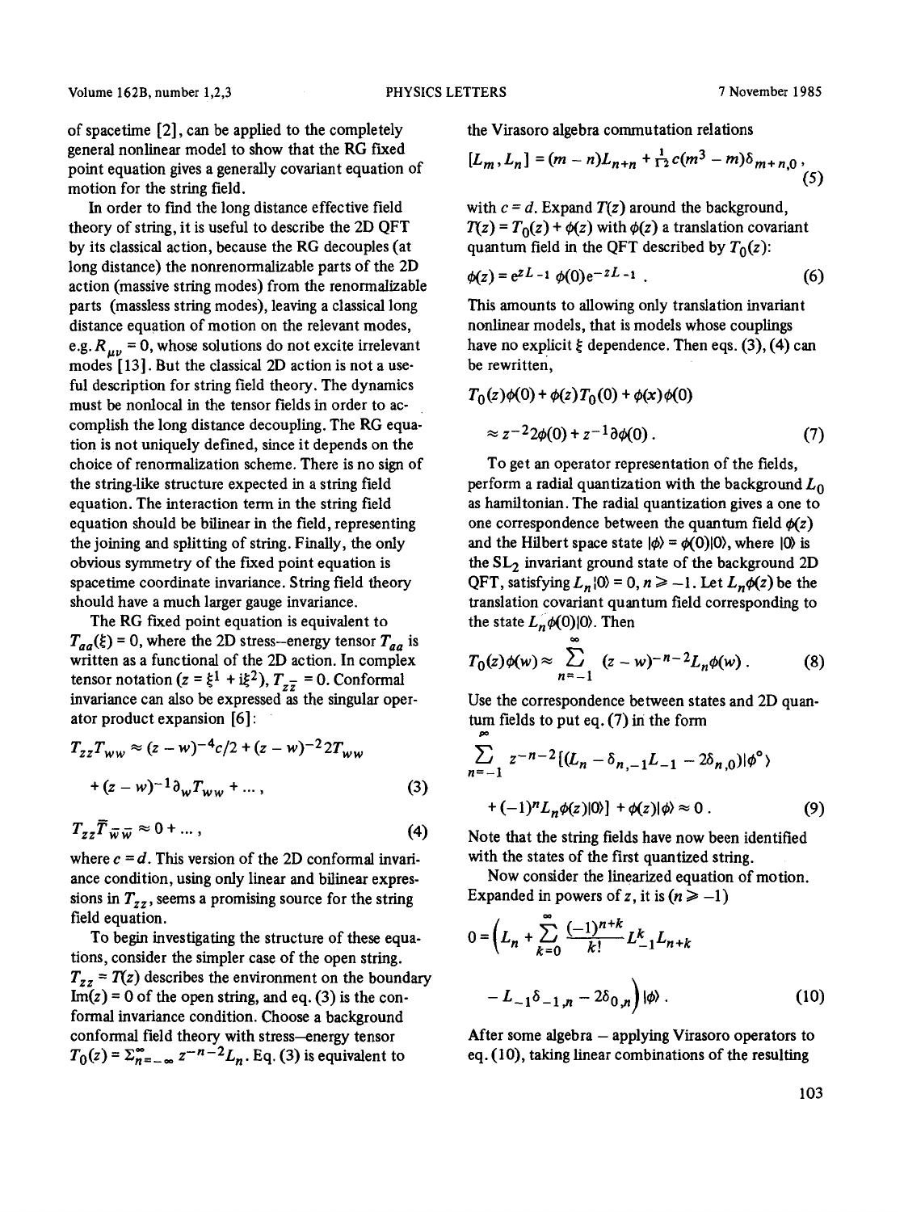of spacetime [2], can be applied to the completely general nonlinear model to show that the RG fixed point equation gives a generally covariant equation of motion for the string field.

In order to find the long distance effective field theory of string, it is useful to describe the 2D QFT by its classical action, because the RG decouples (at long distance) the nonrenormalizable parts of the 2D action (massive string modes) from the renormalizable parts (massless string modes), leaving a classical long distance equation of motion on the relevant modes, e.g. $R_{\mu\nu} = 0$, whose solutions do not excite irrelevant modes [13]. But the classical 2D action is not a useful description for string field theory. The dynamics must be nonlocal in the tensor fields in order to accomplish the long distance decoupling. The RG equation is not uniquely defined, since it depends on the choice of renormalization scheme. There is no sign of the string-like structure expected in a string field equation. The interaction term in the string field equation should be bilinear in the field, representing the joining and splitting of string. Finally, the only obvious symmetry of the fixed point equation is spacetime coordinate invariance. String field theory should have a much larger gauge invariance.

The RG fixed point equation is equivalent to $T_{aa}(\xi) = 0$, where the 2D stress–energy tensor $T_{aa}$ is written as a functional of the 2D action. In complex tensor notation $(z = \xi^1 + i\xi^2)$, $T_{z\bar{z}} = 0$. Conformal invariance can also be expressed as the singular operator product expansion [6]:

$$T_{zz}T_{ww} \approx (z-w)^{-4}c/2 + (z-w)^{-2}2T_{ww} + (z-w)^{-1}\partial_w T_{ww} + \ldots , \tag{3}$$

$$T_{zz}\bar{T}_{\bar{w}\bar{w}} \approx 0 + \ldots , \tag{4}$$

where $c = d$. This version of the 2D conformal invariance condition, using only linear and bilinear expressions in $T_{zz}$, seems a promising source for the string field equation.

To begin investigating the structure of these equations, consider the simpler case of the open string. $T_{zz} = T(z)$ describes the environment on the boundary $\mathrm{Im}(z) = 0$ of the open string, and eq. (3) is the conformal invariance condition. Choose a background conformal field theory with stress–energy tensor $T_0(z) = \Sigma_{n=-\infty}^{\infty} z^{-n-2} L_n$. Eq. (3) is equivalent to the Virasoro algebra commutation relations

$$[L_m, L_n] = (m-n)L_{m+n} + \tfrac{1}{12}c(m^3 - m)\delta_{m+n,0} , \tag{5}$$

with $c = d$. Expand $T(z)$ around the background, $T(z) = T_0(z) + \phi(z)$ with $\phi(z)$ a translation covariant quantum field in the QFT described by $T_0(z)$:

$$\phi(z) = e^{zL_{-1}}\phi(0)e^{-zL_{-1}} . \tag{6}$$

This amounts to allowing only translation invariant nonlinear models, that is models whose couplings have no explicit $\xi$ dependence. Then eqs. (3), (4) can be rewritten,

$$T_0(z)\phi(0) + \phi(z)T_0(0) + \phi(x)\phi(0) \approx z^{-2}2\phi(0) + z^{-1}\partial\phi(0) . \tag{7}$$

To get an operator representation of the fields, perform a radial quantization with the background $L_0$ as hamiltonian. The radial quantization gives a one to one correspondence between the quantum field $\phi(z)$ and the Hilbert space state $|\phi\rangle = \phi(0)|0\rangle$, where $|0\rangle$ is the $SL_2$ invariant ground state of the background 2D QFT, satisfying $L_n|0\rangle = 0$, $n \geq -1$. Let $L_n\phi(z)$ be the translation covariant quantum field corresponding to the state $L_n\phi(0)|0\rangle$. Then

$$T_0(z)\phi(w) \approx \sum_{n=-1}^{\infty} (z-w)^{-n-2} L_n\phi(w) . \tag{8}$$

Use the correspondence between states and 2D quantum fields to put eq. (7) in the form

$$\sum_{n=-1}^{\infty} z^{-n-2}[(L_n - \delta_{n,-1}L_{-1} - 2\delta_{n,0})|\phi^\circ\rangle + (-1)^n L_n\phi(z)|0\rangle] + \phi(z)|\phi\rangle \approx 0 . \tag{9}$$

Note that the string fields have now been identified with the states of the first quantized string.

Now consider the linearized equation of motion. Expanded in powers of $z$, it is $(n \geq -1)$

$$0 = \left(L_n + \sum_{k=0}^{\infty} \frac{(-1)^{n+k}}{k!} L_{-1}^k L_{n+k} - L_{-1}\delta_{-1,n} - 2\delta_{0,n}\right)|\phi\rangle . \tag{10}$$

After some algebra – applying Virasoro operators to eq. (10), taking linear combinations of the resulting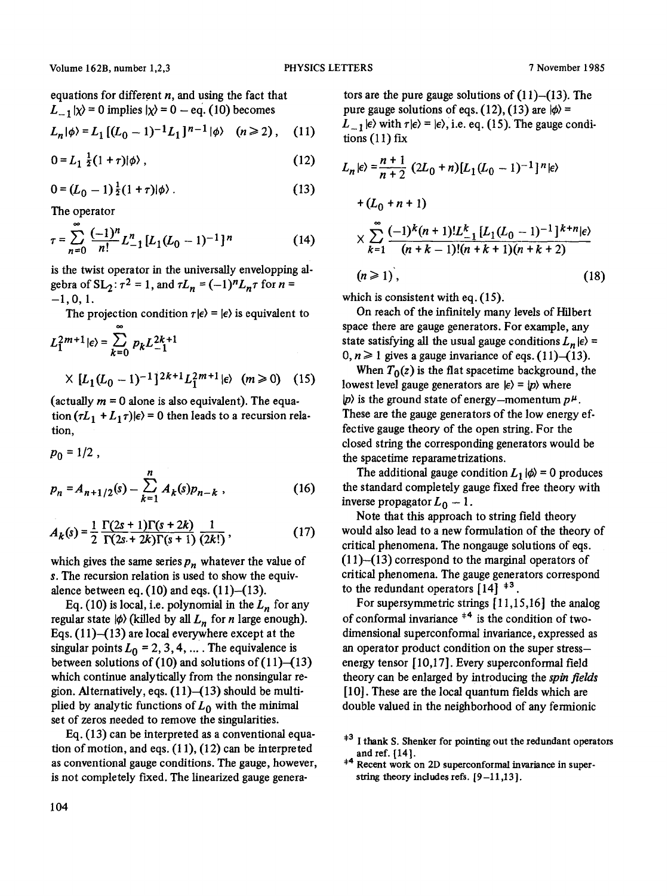equations for different $n$, and using the fact that $L_{-1}|\chi\rangle = 0$ implies $|\chi\rangle = 0$ – eq. (10) becomes

$$L_n|\phi\rangle = L_1[(L_0-1)^{-1}L_1]^{n-1}|\phi\rangle \quad (n \geqslant 2), \tag{11}$$

$$0 = L_1 \tfrac{1}{2}(1+\tau)|\phi\rangle, \tag{12}$$

$$0 = (L_0-1)\tfrac{1}{2}(1+\tau)|\phi\rangle. \tag{13}$$

The operator

$$\tau = \sum_{n=0}^{\infty} \frac{(-1)^n}{n!} L_{-1}^n [L_1(L_0-1)^{-1}]^n \tag{14}$$

is the twist operator in the universally envelopping algebra of $SL_2$: $\tau^2 = 1$, and $\tau L_n = (-1)^n L_n \tau$ for $n = -1, 0, 1$.

The projection condition $\tau|\epsilon\rangle = |\epsilon\rangle$ is equivalent to

$$L_1^{2m+1}|\epsilon\rangle = \sum_{k=0}^{\infty} p_k L_{-1}^{2k+1} \times [L_1(L_0-1)^{-1}]^{2k+1} L_1^{2m+1}|\epsilon\rangle \quad (m \geqslant 0) \tag{15}$$

(actually $m = 0$ alone is also equivalent). The equation $(\tau L_1 + L_1\tau)|\epsilon\rangle = 0$ then leads to a recursion relation,

$$p_0 = 1/2,$$

$$p_n = A_{n+1/2}(s) - \sum_{k=1}^{n} A_k(s) p_{n-k}, \tag{16}$$

$$A_k(s) = \frac{1}{2}\frac{\Gamma(2s+1)\Gamma(s+2k)}{\Gamma(2s+2k)\Gamma(s+1)}\frac{1}{(2k!)}, \tag{17}$$

which gives the same series $p_n$ whatever the value of $s$. The recursion relation is used to show the equivalence between eq. (10) and eqs. (11)–(13).

Eq. (10) is local, i.e. polynomial in the $L_n$ for any regular state $|\phi\rangle$ (killed by all $L_n$ for $n$ large enough). Eqs. (11)–(13) are local everywhere except at the singular points $L_0 = 2, 3, 4, \ldots$. The equivalence is between solutions of (10) and solutions of (11)–(13) which continue analytically from the nonsingular region. Alternatively, eqs. (11)–(13) should be multiplied by analytic functions of $L_0$ with the minimal set of zeros needed to remove the singularities.

Eq. (13) can be interpreted as a conventional equation of motion, and eqs. (11), (12) can be interpreted as conventional gauge conditions. The gauge, however, is not completely fixed. The linearized gauge generators are the pure gauge solutions of (11)–(13). The pure gauge solutions of eqs. (12), (13) are $|\phi\rangle = L_{-1}|\epsilon\rangle$ with $\tau|\epsilon\rangle = |\epsilon\rangle$, i.e. eq. (15). The gauge conditions (11) fix

$$L_n|\epsilon\rangle = \frac{n+1}{n+2}(2L_0+n)[L_1(L_0-1)^{-1}]^n|\epsilon\rangle + (L_0+n+1) \times \sum_{k=1}^{\infty} \frac{(-1)^k(n+1)! L_{-1}^k [L_1(L_0-1)^{-1}]^{k+n}|\epsilon\rangle}{(n+k-1)!(n+k+1)(n+k+2)} \quad (n \geqslant 1), \tag{18}$$

which is consistent with eq. (15).

On reach of the infinitely many levels of Hilbert space there are gauge generators. For example, any state satisfying all the usual gauge conditions $L_n|\epsilon\rangle = 0$, $n \geqslant 1$ gives a gauge invariance of eqs. (11)–(13).

When $T_0(z)$ is the flat spacetime background, the lowest level gauge generators are $|\epsilon\rangle = |p\rangle$ where $|p\rangle$ is the ground state of energy–momentum $p^\mu$. These are the gauge generators of the low energy effective gauge theory of the open string. For the closed string the corresponding generators would be the spacetime reparametrizations.

The additional gauge condition $L_1|\phi\rangle = 0$ produces the standard completely gauge fixed free theory with inverse propagator $L_0 - 1$.

Note that this approach to string field theory would also lead to a new formulation of the theory of critical phenomena. The nongauge solutions of eqs. (11)–(13) correspond to the marginal operators of critical phenomena. The gauge generators correspond to the redundant operators [14] [‡3].

For supersymmetric strings [11,15,16] the analog of conformal invariance [‡4] is the condition of two-dimensional superconformal invariance, expressed as an operator product condition on the super stress–energy tensor [10,17]. Every superconformal field theory can be enlarged by introducing the *spin fields* [10]. These are the local quantum fields which are double valued in the neighborhood of any fermionic

‡3 I thank S. Shenker for pointing out the redundant operators and ref. [14].

‡4 Recent work on 2D superconformal invariance in superstring theory includes refs. [9–11,13].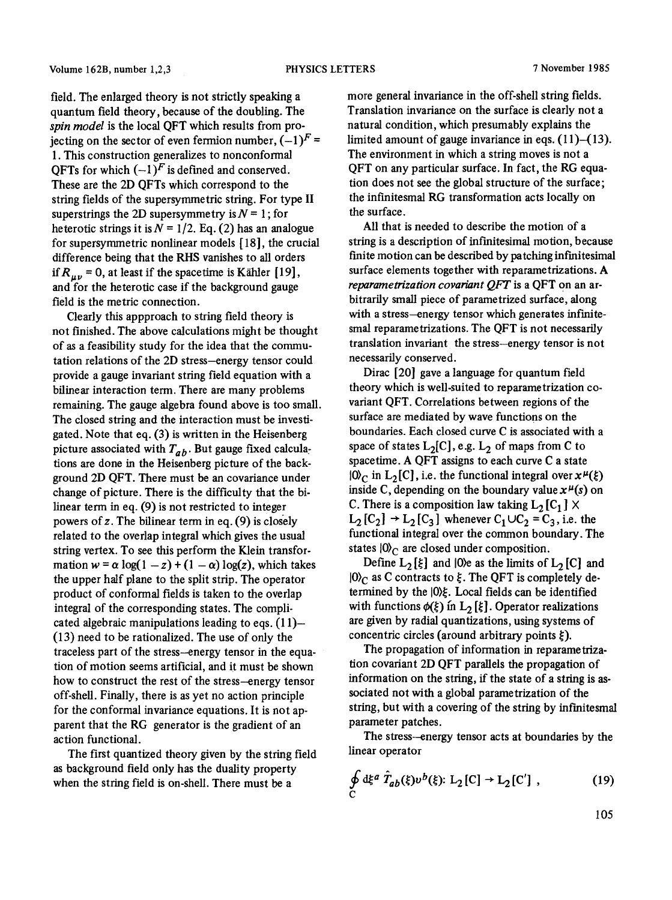field. The enlarged theory is not strictly speaking a quantum field theory, because of the doubling. The *spin model* is the local QFT which results from projecting on the sector of even fermion number, $(-1)^F = 1$. This construction generalizes to nonconformal QFTs for which $(-1)^F$ is defined and conserved. These are the 2D QFTs which correspond to the string fields of the supersymmetric string. For type II superstrings the 2D supersymmetry is $N = 1$; for heterotic strings it is $N = 1/2$. Eq. (2) has an analogue for supersymmetric nonlinear models [18], the crucial difference being that the RHS vanishes to all orders if $R_{\mu\nu} = 0$, at least if the spacetime is Kähler [19], and for the heterotic case if the background gauge field is the metric connection.

Clearly this appproach to string field theory is not finished. The above calculations might be thought of as a feasibility study for the idea that the commutation relations of the 2D stress–energy tensor could provide a gauge invariant string field equation with a bilinear interaction term. There are many problems remaining. The gauge algebra found above is too small. The closed string and the interaction must be investigated. Note that eq. (3) is written in the Heisenberg picture associated with $T_{ab}$. But gauge fixed calculations are done in the Heisenberg picture of the background 2D QFT. There must be an covariance under change of picture. There is the difficulty that the bilinear term in eq. (9) is not restricted to integer powers of $z$. The bilinear term in eq. (9) is closely related to the overlap integral which gives the usual string vertex. To see this perform the Klein transformation $w = \alpha \log(1-z) + (1-\alpha)\log(z)$, which takes the upper half plane to the split strip. The operator product of conformal fields is taken to the overlap integral of the corresponding states. The complicated algebraic manipulations leading to eqs. (11)–(13) need to be rationalized. The use of only the traceless part of the stress–energy tensor in the equation of motion seems artificial, and it must be shown how to construct the rest of the stress–energy tensor off-shell. Finally, there is as yet no action principle for the conformal invariance equations. It is not apparent that the RG generator is the gradient of an action functional.

The first quantized theory given by the string field as background field only has the duality property when the string field is on-shell. There must be a more general invariance in the off-shell string fields. Translation invariance on the surface is clearly not a natural condition, which presumably explains the limited amount of gauge invariance in eqs. (11)–(13). The environment in which a string moves is not a QFT on any particular surface. In fact, the RG equation does not see the global structure of the surface; the infinitesmal RG transformation acts locally on the surface.

All that is needed to describe the motion of a string is a description of infinitesimal motion, because finite motion can be described by patching infinitesimal surface elements together with reparametrizations. A *reparametrization covariant QFT* is a QFT on an arbitrarily small piece of parametrized surface, along with a stress–energy tensor which generates infinitesmal reparametrizations. The QFT is not necessarily translation invariant the stress–energy tensor is not necessarily conserved.

Dirac [20] gave a language for quantum field theory which is well-suited to reparametrization covariant QFT. Correlations between regions of the surface are mediated by wave functions on the boundaries. Each closed curve C is associated with a space of states $L_2[C]$, e.g. $L_2$ of maps from C to spacetime. A QFT assigns to each curve C a state $|0\rangle_C$ in $L_2[C]$, i.e. the functional integral over $x^\mu(\xi)$ inside C, depending on the boundary value $x^\mu(s)$ on C. There is a composition law taking $L_2[C_1] \times L_2[C_2] \to L_2[C_3]$ whenever $C_1 \cup C_2 = C_3$, i.e. the functional integral over the common boundary. The states $|0\rangle_C$ are closed under composition.

Define $L_2[\xi]$ and $|0\rangle_\xi$ as the limits of $L_2[C]$ and $|0\rangle_C$ as C contracts to $\xi$. The QFT is completely determined by the $|0\rangle_\xi$. Local fields can be identified with functions $\phi(\xi)$ in $L_2[\xi]$. Operator realizations are given by radial quantizations, using systems of concentric circles (around arbitrary points $\xi$).

The propagation of information in reparametrization covariant 2D QFT parallels the propagation of information on the string, if the state of a string is associated not with a global parametrization of the string, but with a covering of the string by infinitesmal parameter patches.

The stress–energy tensor acts at boundaries by the linear operator

$$\oint_C \mathrm{d}\xi^a \, \hat{T}_{ab}(\xi) v^b(\xi) \colon L_2[C] \to L_2[C'] \, , \tag{19}$$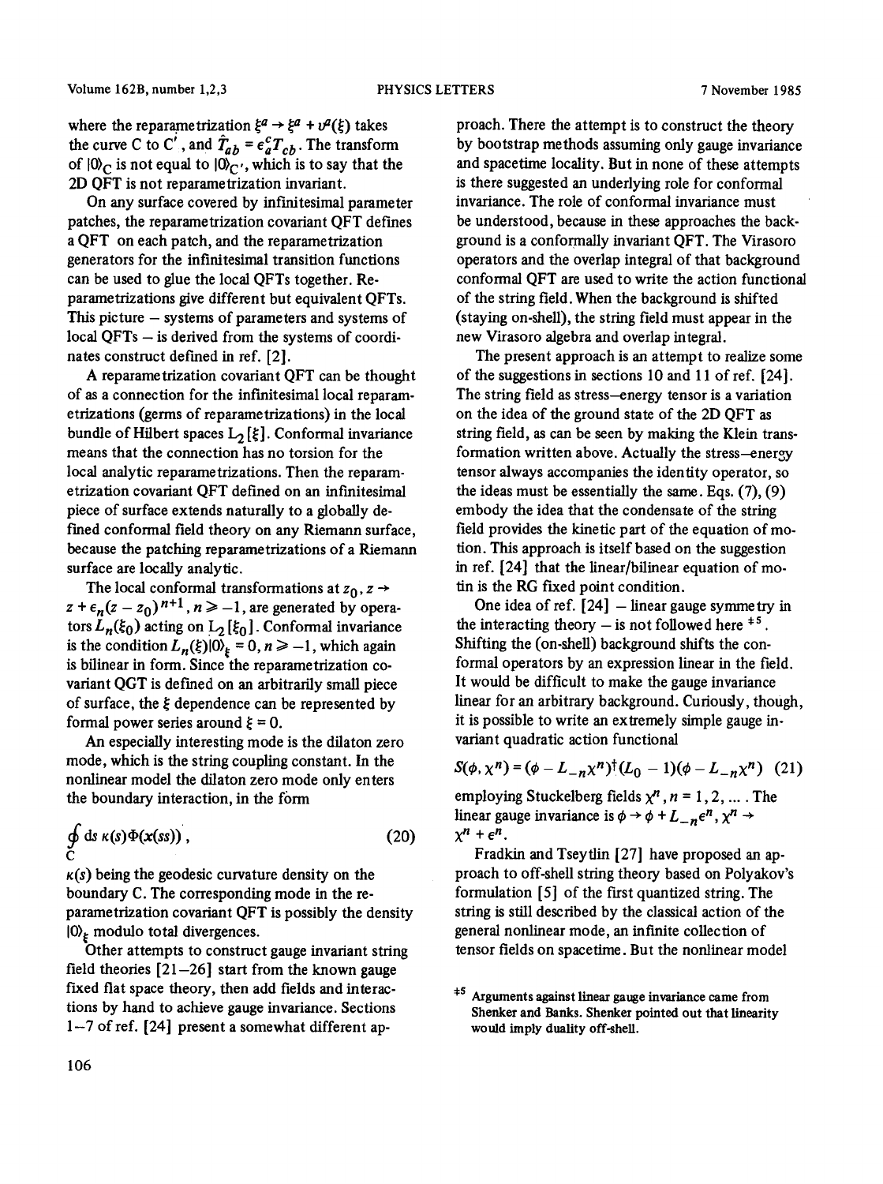where the reparametrization $\xi^a \to \xi^a + v^a(\xi)$ takes the curve C to C$'$, and $\hat{T}_{ab} = \epsilon_a^c T_{cb}$. The transform of $|0\rangle_C$ is not equal to $|0\rangle_{C'}$, which is to say that the 2D QFT is not reparametrization invariant.

On any surface covered by infinitesimal parameter patches, the reparametrization covariant QFT defines a QFT on each patch, and the reparametrization generators for the infinitesimal transition functions can be used to glue the local QFTs together. Reparametrizations give different but equivalent QFTs. This picture – systems of parameters and systems of local QFTs – is derived from the systems of coordinates construct defined in ref. [2].

A reparametrization covariant QFT can be thought of as a connection for the infinitesimal local reparametrizations (germs of reparametrizations) in the local bundle of Hilbert spaces $L_2[\xi]$. Conformal invariance means that the connection has no torsion for the local analytic reparametrizations. Then the reparametrization covariant QFT defined on an infinitesimal piece of surface extends naturally to a globally defined conformal field theory on any Riemann surface, because the patching reparametrizations of a Riemann surface are locally analytic.

The local conformal transformations at $z_0$, $z \to z + \epsilon_n(z - z_0)^{n+1}$, $n \geqslant -1$, are generated by operators $L_n(\xi_0)$ acting on $L_2[\xi_0]$. Conformal invariance is the condition $L_n(\xi)|0\rangle_\xi = 0$, $n \geqslant -1$, which again is bilinear in form. Since the reparametrization covariant QGT is defined on an arbitrarily small piece of surface, the $\xi$ dependence can be represented by formal power series around $\xi = 0$.

An especially interesting mode is the dilaton zero mode, which is the string coupling constant. In the nonlinear model the dilaton zero mode only enters the boundary interaction, in the form

$$\oint_C \mathrm{d}s\, \kappa(s)\Phi(x(ss)), \tag{20}$$

$\kappa(s)$ being the geodesic curvature density on the boundary C. The corresponding mode in the reparametrization covariant QFT is possibly the density $|0\rangle_\xi$ modulo total divergences.

Other attempts to construct gauge invariant string field theories [21–26] start from the known gauge fixed flat space theory, then add fields and interactions by hand to achieve gauge invariance. Sections 1–7 of ref. [24] present a somewhat different approach. There the attempt is to construct the theory by bootstrap methods assuming only gauge invariance and spacetime locality. But in none of these attempts is there suggested an underlying role for conformal invariance. The role of conformal invariance must be understood, because in these approaches the background is a conformally invariant QFT. The Virasoro operators and the overlap integral of that background conformal QFT are used to write the action functional of the string field. When the background is shifted (staying on-shell), the string field must appear in the new Virasoro algebra and overlap integral.

The present approach is an attempt to realize some of the suggestions in sections 10 and 11 of ref. [24]. The string field as stress–energy tensor is a variation on the idea of the ground state of the 2D QFT as string field, as can be seen by making the Klein transformation written above. Actually the stress–energy tensor always accompanies the identity operator, so the ideas must be essentially the same. Eqs. (7), (9) embody the idea that the condensate of the string field provides the kinetic part of the equation of motion. This approach is itself based on the suggestion in ref. [24] that the linear/bilinear equation of motin is the RG fixed point condition.

One idea of ref. [24] – linear gauge symmetry in the interacting theory – is not followed here [‡5]. Shifting the (on-shell) background shifts the conformal operators by an expression linear in the field. It would be difficult to make the gauge invariance linear for an arbitrary background. Curiously, though, it is possible to write an extremely simple gauge invariant quadratic action functional

$$S(\phi, \chi^n) = (\phi - L_{-n}\chi^n)^\dagger (L_0 - 1)(\phi - L_{-n}\chi^n) \tag{21}$$

employing Stuckelberg fields $\chi^n$, $n = 1, 2, \ldots$. The linear gauge invariance is $\phi \to \phi + L_{-n}\epsilon^n$, $\chi^n \to \chi^n + \epsilon^n$.

Fradkin and Tseytlin [27] have proposed an approach to off-shell string theory based on Polyakov's formulation [5] of the first quantized string. The string is still described by the classical action of the general nonlinear mode, an infinite collection of tensor fields on spacetime. But the nonlinear model

‡5 Arguments against linear gauge invariance came from Shenker and Banks. Shenker pointed out that linearity would imply duality off-shell.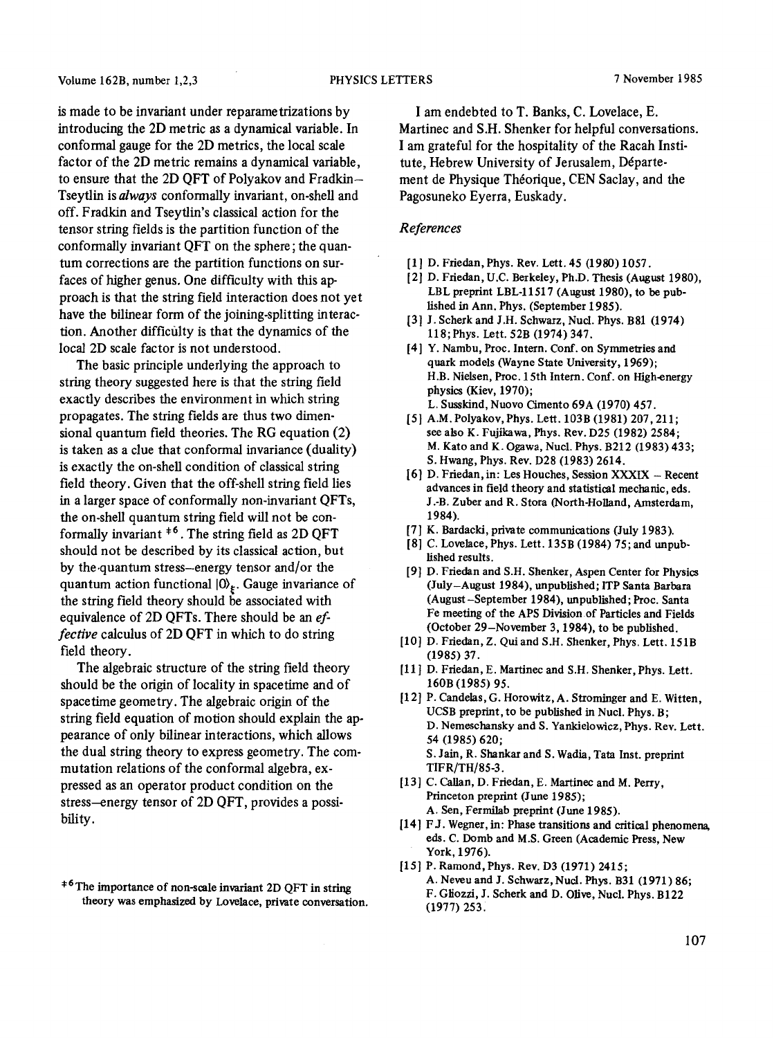is made to be invariant under reparametrizations by introducing the 2D metric as a dynamical variable. In conformal gauge for the 2D metrics, the local scale factor of the 2D metric remains a dynamical variable, to ensure that the 2D QFT of Polyakov and Fradkin–Tseytlin is *always* conformally invariant, on-shell and off. Fradkin and Tseytlin's classical action for the tensor string fields is the partition function of the conformally invariant QFT on the sphere; the quantum corrections are the partition functions on surfaces of higher genus. One difficulty with this approach is that the string field interaction does not yet have the bilinear form of the joining-splitting interaction. Another difficulty is that the dynamics of the local 2D scale factor is not understood.

The basic principle underlying the approach to string theory suggested here is that the string field exactly describes the environment in which string propagates. The string fields are thus two dimensional quantum field theories. The RG equation (2) is taken as a clue that conformal invariance (duality) is exactly the on-shell condition of classical string field theory. Given that the off-shell string field lies in a larger space of conformally non-invariant QFTs, the on-shell quantum string field will not be conformally invariant ‡6. The string field as 2D QFT should not be described by its classical action, but by the quantum stress–energy tensor and/or the quantum action functional $|0\rangle_\xi$. Gauge invariance of the string field theory should be associated with equivalence of 2D QFTs. There should be an *effective* calculus of 2D QFT in which to do string field theory.

The algebraic structure of the string field theory should be the origin of locality in spacetime and of spacetime geometry. The algebraic origin of the string field equation of motion should explain the appearance of only bilinear interactions, which allows the dual string theory to express geometry. The commutation relations of the conformal algebra, expressed as an operator product condition on the stress–energy tensor of 2D QFT, provides a possibility.

‡6 The importance of non-scale invariant 2D QFT in string theory was emphasized by Lovelace, private conversation.

I am endebted to T. Banks, C. Lovelace, E. Martinec and S.H. Shenker for helpful conversations. I am grateful for the hospitality of the Racah Institute, Hebrew University of Jerusalem, Département de Physique Théorique, CEN Saclay, and the Pagosuneko Eyerra, Euskady.

*References*

[1] D. Friedan, Phys. Rev. Lett. 45 (1980) 1057.

[2] D. Friedan, U.C. Berkeley, Ph.D. Thesis (August 1980), LBL preprint LBL-11517 (August 1980), to be published in Ann. Phys. (September 1985).

[3] J. Scherk and J.H. Schwarz, Nucl. Phys. B81 (1974) 118; Phys. Lett. 52B (1974) 347.

[4] Y. Nambu, Proc. Intern. Conf. on Symmetries and quark models (Wayne State University, 1969); H.B. Nielsen, Proc. 15th Intern. Conf. on High-energy physics (Kiev, 1970); L. Susskind, Nuovo Cimento 69A (1970) 457.

[5] A.M. Polyakov, Phys. Lett. 103B (1981) 207, 211; see also K. Fujikawa, Phys. Rev. D25 (1982) 2584; M. Kato and K. Ogawa, Nucl. Phys. B212 (1983) 433; S. Hwang, Phys. Rev. D28 (1983) 2614.

[6] D. Friedan, in: Les Houches, Session XXXIX – Recent advances in field theory and statistical mechanic, eds. J.-B. Zuber and R. Stora (North-Holland, Amsterdam, 1984).

[7] K. Bardacki, private communications (July 1983).

[8] C. Lovelace, Phys. Lett. 135B (1984) 75; and unpublished results.

[9] D. Friedan and S.H. Shenker, Aspen Center for Physics (July–August 1984), unpublished; ITP Santa Barbara (August–September 1984), unpublished; Proc. Santa Fe meeting of the APS Division of Particles and Fields (October 29–November 3, 1984), to be published.

[10] D. Friedan, Z. Qui and S.H. Shenker, Phys. Lett. 151B (1985) 37.

[11] D. Friedan, E. Martinec and S.H. Shenker, Phys. Lett. 160B (1985) 95.

[12] P. Candelas, G. Horowitz, A. Strominger and E. Witten, UCSB preprint, to be published in Nucl. Phys. B; D. Nemeschansky and S. Yankielowicz, Phys. Rev. Lett. 54 (1985) 620; S. Jain, R. Shankar and S. Wadia, Tata Inst. preprint TIFR/TH/85-3.

[13] C. Callan, D. Friedan, E. Martinec and M. Perry, Princeton preprint (June 1985); A. Sen, Fermilab preprint (June 1985).

[14] F.J. Wegner, in: Phase transitions and critical phenomena, eds. C. Domb and M.S. Green (Academic Press, New York, 1976).

[15] P. Ramond, Phys. Rev. D3 (1971) 2415; A. Neveu and J. Schwarz, Nucl. Phys. B31 (1971) 86; F. Gliozzi, J. Scherk and D. Olive, Nucl. Phys. B122 (1977) 253.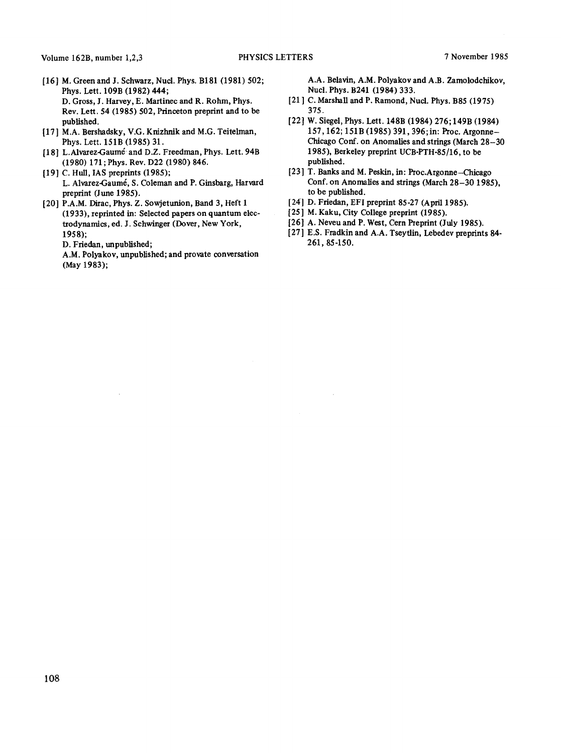[16] M. Green and J. Schwarz, Nucl. Phys. B181 (1981) 502; Phys. Lett. 109B (1982) 444;
D. Gross, J. Harvey, E. Martinec and R. Rohm, Phys. Rev. Lett. 54 (1985) 502, Princeton preprint and to be published.

[17] M.A. Bershadsky, V.G. Knizhnik and M.G. Teitelman, Phys. Lett. 151B (1985) 31.

[18] L. Alvarez-Gaumé and D.Z. Freedman, Phys. Lett. 94B (1980) 171; Phys. Rev. D22 (1980) 846.

[19] C. Hull, IAS preprints (1985);
L. Alvarez-Gaumé, S. Coleman and P. Ginsbarg, Harvard preprint (June 1985).

[20] P.A.M. Dirac, Phys. Z. Sowjetunion, Band 3, Heft 1 (1933), reprinted in: Selected papers on quantum electrodynamics, ed. J. Schwinger (Dover, New York, 1958);
D. Friedan, unpublished;
A.M. Polyakov, unpublished; and provate conversation (May 1983);
A.A. Belavin, A.M. Polyakov and A.B. Zamolodchikov, Nucl. Phys. B241 (1984) 333.

[21] C. Marshall and P. Ramond, Nucl. Phys. B85 (1975) 375.

[22] W. Siegel, Phys. Lett. 148B (1984) 276; 149B (1984) 157, 162; 151B (1985) 391, 396; in: Proc. Argonne–Chicago Conf. on Anomalies and strings (March 28–30 1985), Berkeley preprint UCB-PTH-85/16, to be published.

[23] T. Banks and M. Peskin, in: Proc. Argonne–Chicago Conf. on Anomalies and strings (March 28–30 1985), to be published.

[24] D. Friedan, EFI preprint 85-27 (April 1985).

[25] M. Kaku, City College preprint (1985).

[26] A. Neveu and P. West, Cern Preprint (July 1985).

[27] E.S. Fradkin and A.A. Tseytlin, Lebedev preprints 84-261, 85-150.